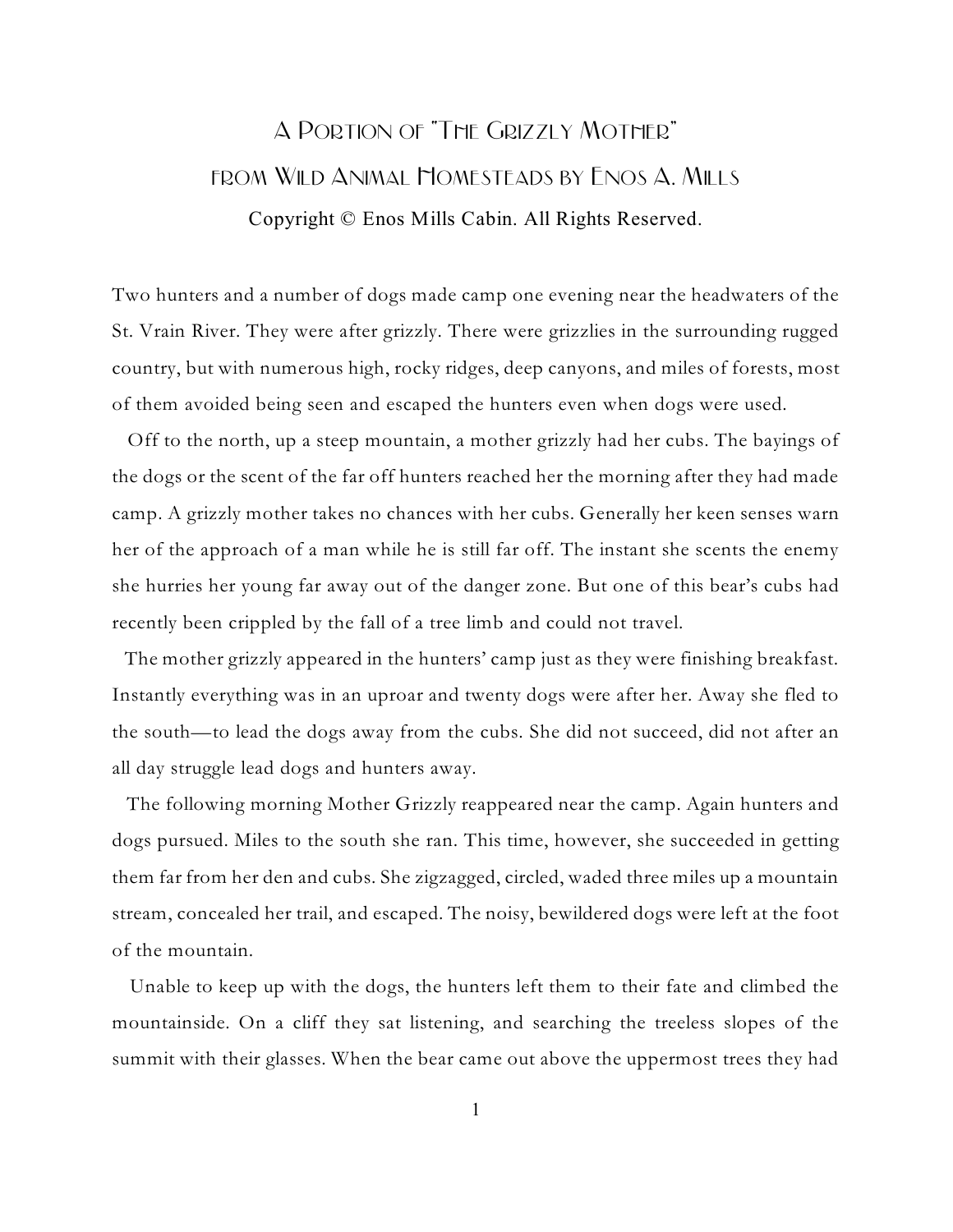# A Portion of "The Grizzly Mother"

## from Wild Animal Homesteads by Enos A. Mills

Copyright © Enos Mills Cabin. All Rights Reserved.

Two hunters and a number of dogs made camp one evening near the headwaters of the St. Vrain River. They were after grizzly. There were grizzlies in the surrounding rugged country, but with numerous high, rocky ridges, deep canyons, and miles of forests, most of them avoided being seen and escaped the hunters even when dogs were used.

Off to the north, up a steep mountain, a mother grizzly had her cubs. The bayings of the dogs or the scent of the far off hunters reached her the morning after they had made camp. A grizzly mother takes no chances with her cubs. Generally her keen senses warn her of the approach of a man while he is still far off. The instant she scents the enemy she hurries her young far away out of the danger zone. But one of this bear's cubs had recently been crippled by the fall of a tree limb and could not travel.

The mother grizzly appeared in the hunters' camp just as they were finishing breakfast. Instantly everything was in an uproar and twenty dogs were after her. Away she fled to the south—to lead the dogs away from the cubs. She did not succeed, did not after an all day struggle lead dogs and hunters away.

The following morning Mother Grizzly reappeared near the camp. Again hunters and dogs pursued. Miles to the south she ran. This time, however, she succeeded in getting them far from her den and cubs. She zigzagged, circled, waded three miles up a mountain stream, concealed her trail, and escaped. The noisy, bewildered dogs were left at the foot of the mountain.

Unable to keep up with the dogs, the hunters left them to their fate and climbed the mountainside. On a cliff they sat listening, and searching the treeless slopes of the summit with their glasses. When the bear came out above the uppermost trees they had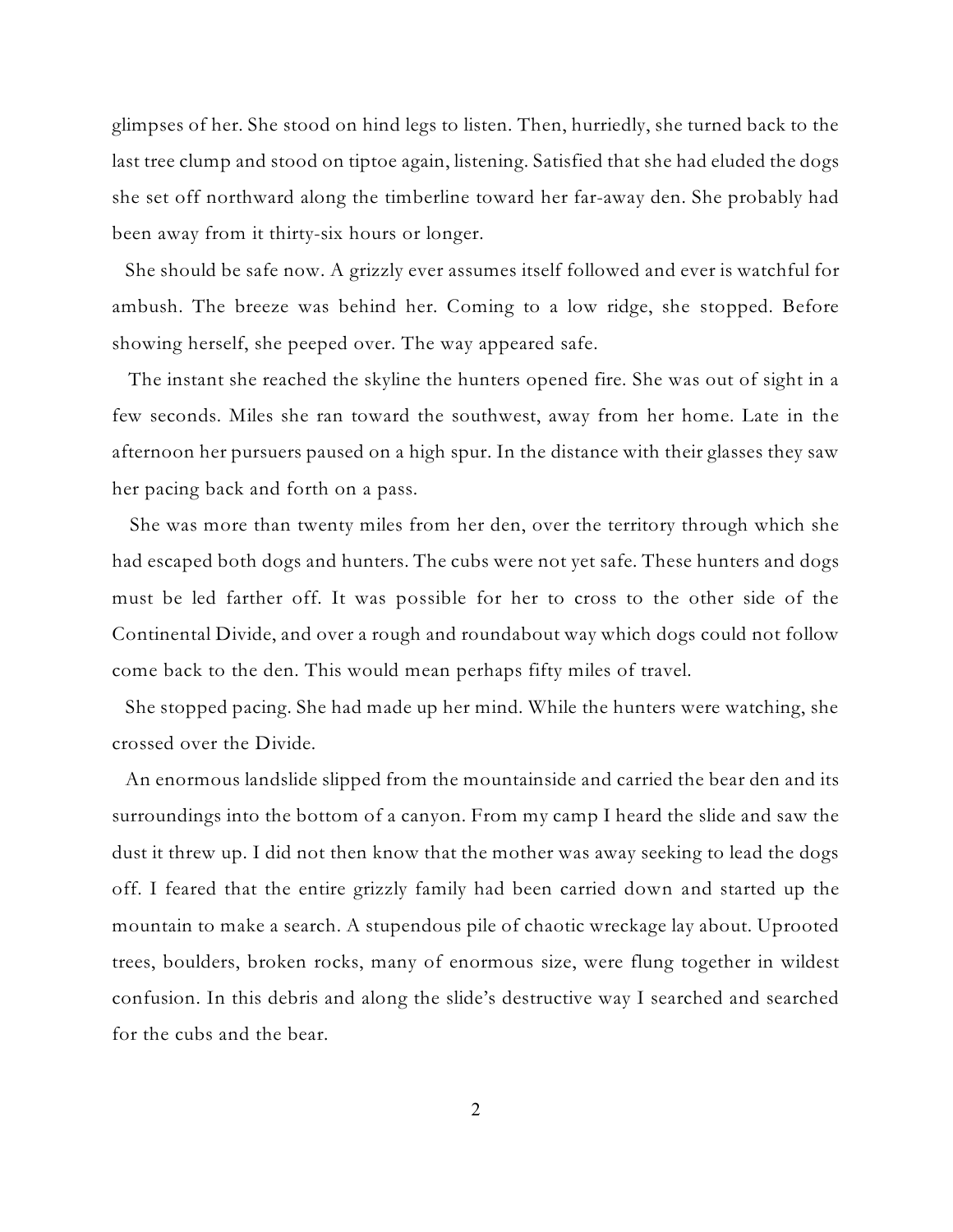glimpses of her. She stood on hind legs to listen. Then, hurriedly, she turned back to the last tree clump and stood on tiptoe again, listening. Satisfied that she had eluded the dogs she set off northward along the timberline toward her far-away den. She probably had been away from it thirty-six hours or longer.

She should be safe now. A grizzly ever assumes itself followed and ever is watchful for ambush. The breeze was behind her. Coming to a low ridge, she stopped. Before showing herself, she peeped over. The way appeared safe.

The instant she reached the skyline the hunters opened fire. She was out of sight in a few seconds. Miles she ran toward the southwest, away from her home. Late in the afternoon her pursuers paused on a high spur. In the distance with their glasses they saw her pacing back and forth on a pass.

She was more than twenty miles from her den, over the territory through which she had escaped both dogs and hunters. The cubs were not yet safe. These hunters and dogs must be led farther off. It was possible for her to cross to the other side of the Continental Divide, and over a rough and roundabout way which dogs could not follow come back to the den. This would mean perhaps fifty miles of travel.

She stopped pacing. She had made up her mind. While the hunters were watching, she crossed over the Divide.

An enormous landslide slipped from the mountainside and carried the bear den and its surroundings into the bottom of a canyon. From my camp I heard the slide and saw the dust it threw up. I did not then know that the mother was away seeking to lead the dogs off. I feared that the entire grizzly family had been carried down and started up the mountain to make a search. A stupendous pile of chaotic wreckage lay about. Uprooted trees, boulders, broken rocks, many of enormous size, were flung together in wildest confusion. In this debris and along the slide's destructive way I searched and searched for the cubs and the bear.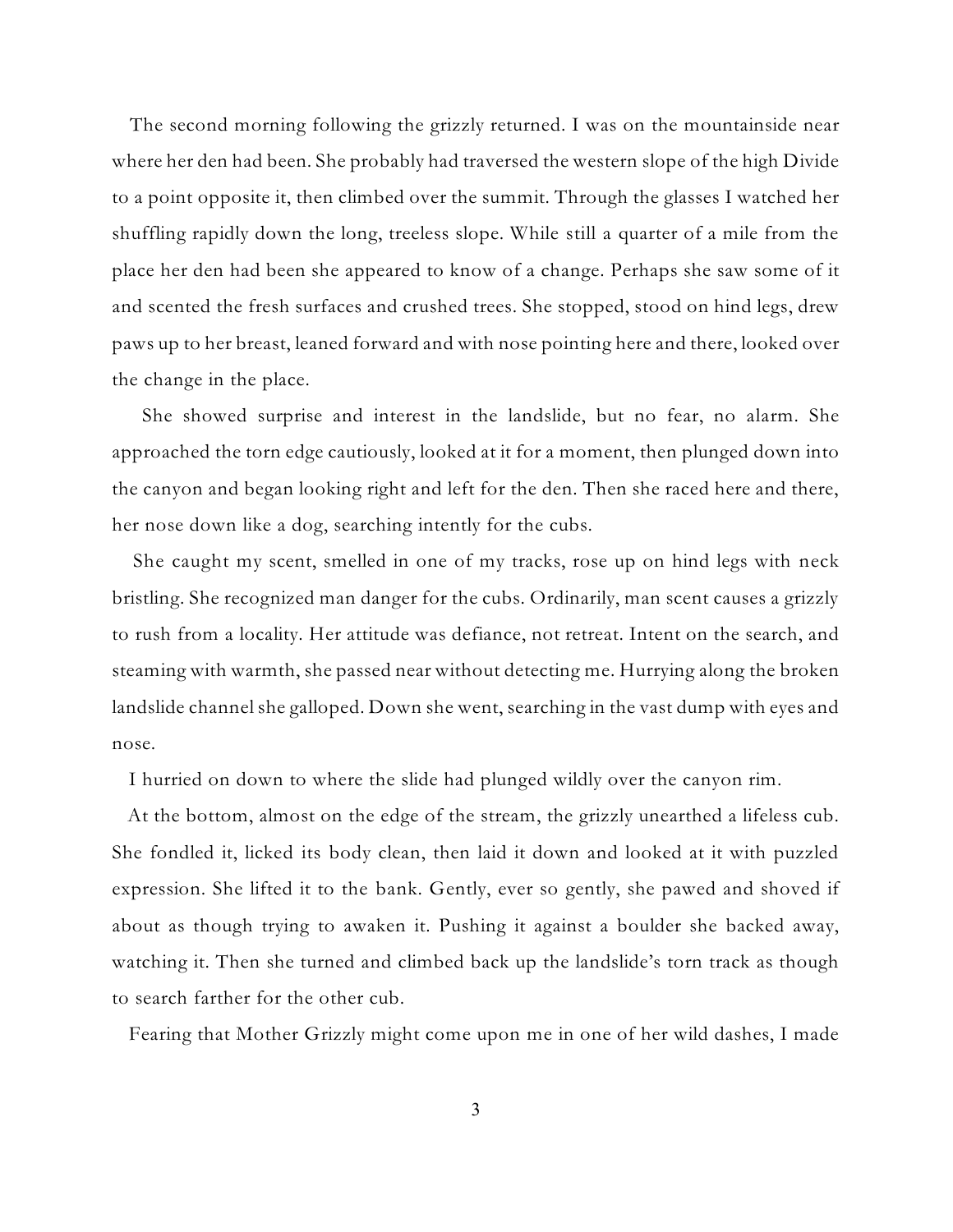The second morning following the grizzly returned. I was on the mountainside near where her den had been. She probably had traversed the western slope of the high Divide to a point opposite it, then climbed over the summit. Through the glasses I watched her shuffling rapidly down the long, treeless slope. While still a quarter of a mile from the place her den had been she appeared to know of a change. Perhaps she saw some of it and scented the fresh surfaces and crushed trees. She stopped, stood on hind legs, drew paws up to her breast, leaned forward and with nose pointing here and there, looked over the change in the place.

She showed surprise and interest in the landslide, but no fear, no alarm. She approached the torn edge cautiously, looked at it for a moment, then plunged down into the canyon and began looking right and left for the den. Then she raced here and there, her nose down like a dog, searching intently for the cubs.

She caught my scent, smelled in one of my tracks, rose up on hind legs with neck bristling. She recognized man danger for the cubs. Ordinarily, man scent causes a grizzly to rush from a locality. Her attitude was defiance, not retreat. Intent on the search, and steaming with warmth, she passed near without detecting me. Hurrying along the broken landslide channel she galloped. Down she went, searching in the vast dump with eyes and nose.

I hurried on down to where the slide had plunged wildly over the canyon rim.

At the bottom, almost on the edge of the stream, the grizzly unearthed a lifeless cub. She fondled it, licked its body clean, then laid it down and looked at it with puzzled expression. She lifted it to the bank. Gently, ever so gently, she pawed and shoved if about as though trying to awaken it. Pushing it against a boulder she backed away, watching it. Then she turned and climbed back up the landslide's torn track as though to search farther for the other cub.

Fearing that Mother Grizzly might come upon me in one of her wild dashes, I made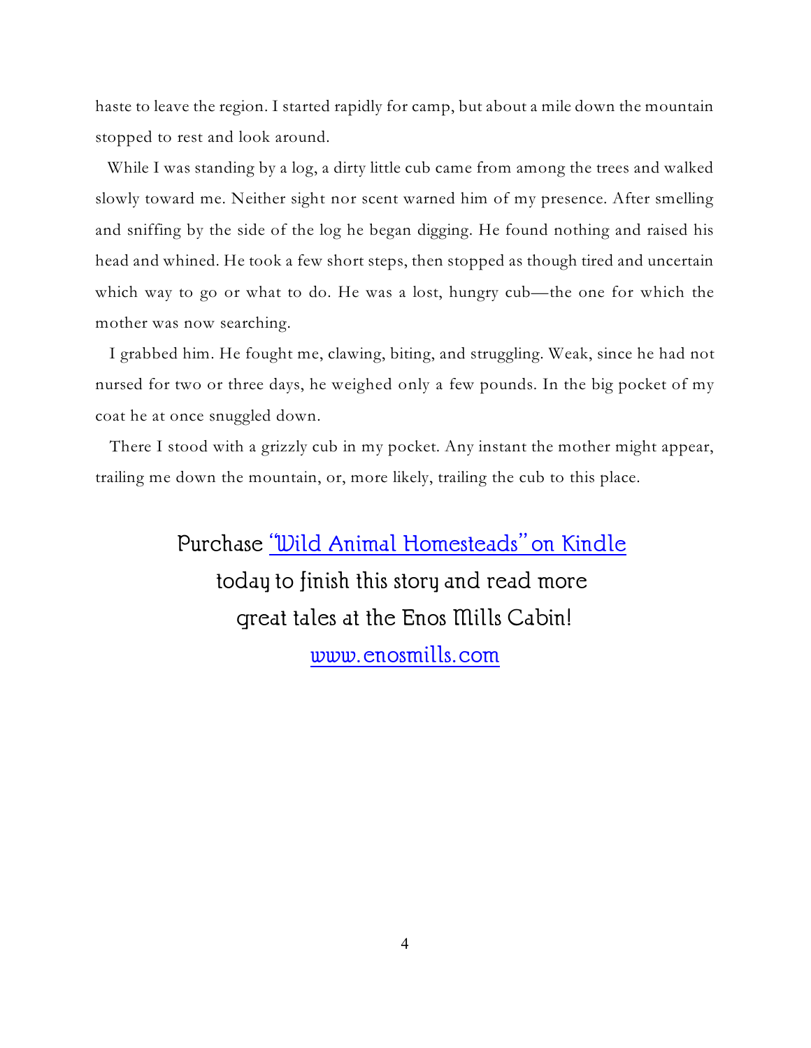haste to leave the region. I started rapidly for camp, but about a mile down the mountain stopped to rest and look around.

While I was standing by a log, a dirty little cub came from among the trees and walked slowly toward me. Neither sight nor scent warned him of my presence. After smelling and sniffing by the side of the log he began digging. He found nothing and raised his head and whined. He took a few short steps, then stopped as though tired and uncertain which way to go or what to do. He was a lost, hungry cub—the one for which the mother was now searching.

I grabbed him. He fought me, clawing, biting, and struggling. Weak, since he had not nursed for two or three days, he weighed only a few pounds. In the big pocket of my coat he at once snuggled down.

There I stood with a grizzly cub in my pocket. Any instant the mother might appear, trailing me down the mountain, or, more likely, trailing the cub to this place.

Purchase "Wild Animal Homesteads" on Kindle
today to finish this story and read more
great tales at the Enos Mills Cabin!
www.enosmills.com